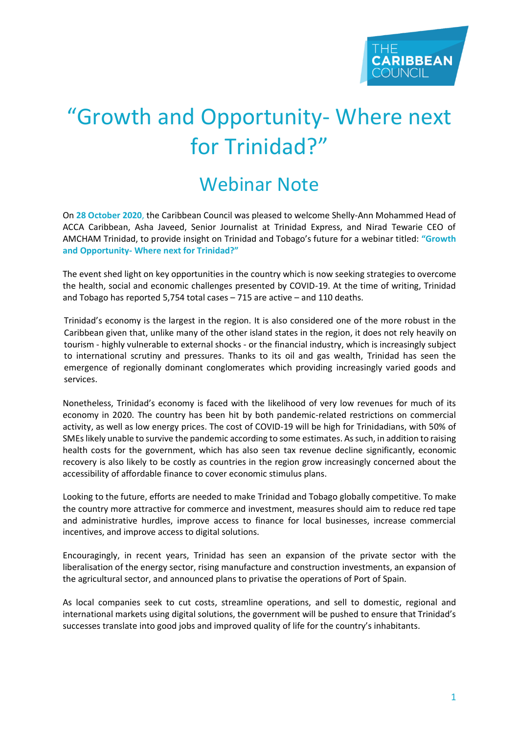# "Growth and Opportunity- Where next for Trinidad?"

## Webinar Note

On **28 October 2020**, the Caribbean Council was pleased to welcome Shelly-Ann Mohammed Head of ACCA Caribbean, Asha Javeed, Senior Journalist at Trinidad Express, and Nirad Tewarie CEO of AMCHAM Trinidad, to provide insight on Trinidad and Tobago's future for a webinar titled: **"Growth and Opportunity- Where next for Trinidad?"**

The event shed light on key opportunities in the country which is now seeking strategies to overcome the health, social and economic challenges presented by COVID-19. At the time of writing, Trinidad and Tobago has reported 5,754 total cases – 715 are active – and 110 deaths.

Trinidad's economy is the largest in the region. It is also considered one of the more robust in the Caribbean given that, unlike many of the other island states in the region, it does not rely heavily on tourism - highly vulnerable to external shocks - or the financial industry, which is increasingly subject to international scrutiny and pressures. Thanks to its oil and gas wealth, Trinidad has seen the emergence of regionally dominant conglomerates which providing increasingly varied goods and services.

Nonetheless, Trinidad's economy is faced with the likelihood of very low revenues for much of its economy in 2020. The country has been hit by both pandemic-related restrictions on commercial activity, as well as low energy prices. The cost of COVID-19 will be high for Trinidadians, with 50% of SMEs likely unable to survive the pandemic according to some estimates. As such, in addition to raising health costs for the government, which has also seen tax revenue decline significantly, economic recovery is also likely to be costly as countries in the region grow increasingly concerned about the accessibility of affordable finance to cover economic stimulus plans.

Looking to the future, efforts are needed to make Trinidad and Tobago globally competitive. To make the country more attractive for commerce and investment, measures should aim to reduce red tape and administrative hurdles, improve access to finance for local businesses, increase commercial incentives, and improve access to digital solutions.

Encouragingly, in recent years, Trinidad has seen an expansion of the private sector with the liberalisation of the energy sector, rising manufacture and construction investments, an expansion of the agricultural sector, and announced plans to privatise the operations of Port of Spain.

As local companies seek to cut costs, streamline operations, and sell to domestic, regional and international markets using digital solutions, the government will be pushed to ensure that Trinidad's successes translate into good jobs and improved quality of life for the country's inhabitants.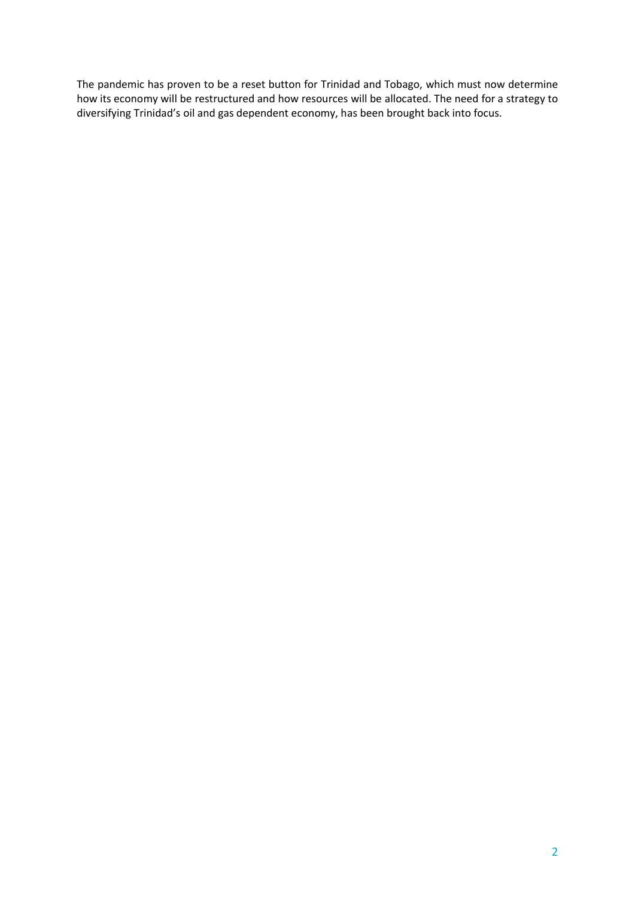The pandemic has proven to be a reset button for Trinidad and Tobago, which must now determine how its economy will be restructured and how resources will be allocated. The need for a strategy to diversifying Trinidad's oil and gas dependent economy, has been brought back into focus.